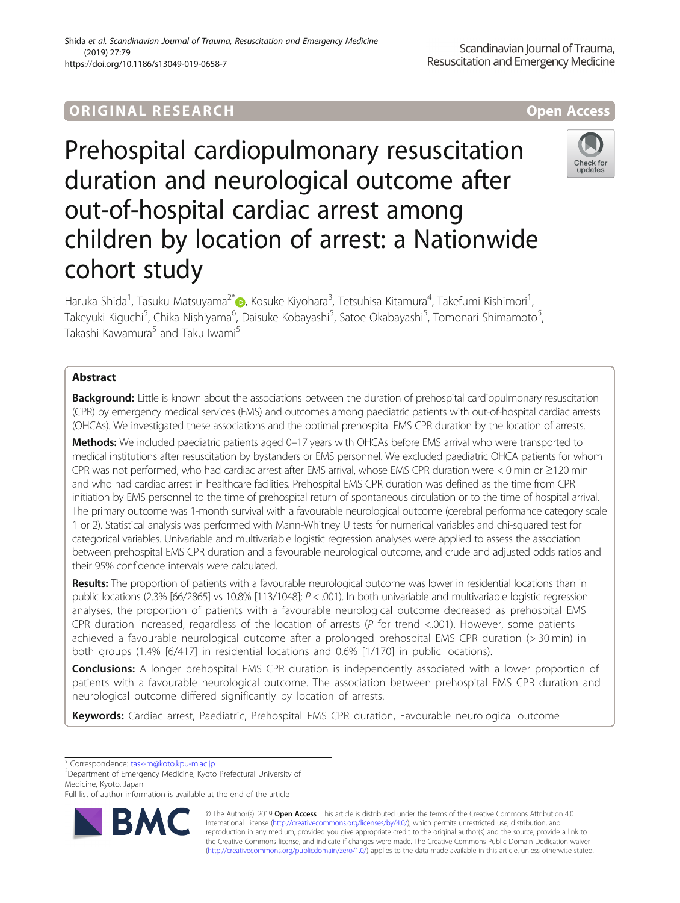ORIGINAL RESEARCH

Open Access

# Prehospital cardiopulmonary resuscitation duration and neurological outcome after out-of-hospital cardiac arrest among children by location of arrest: a Nationwide cohort study

Haruka Shida[1], Tasuku Matsuyama[2*], Kosuke Kiyohara[3], Tetsuhisa Kitamura[4], Takefumi Kishimori[1], Takeyuki Kiguchi[5], Chika Nishiyama[6], Daisuke Kobayashi[5], Satoe Okabayashi[5], Tomonari Shimamoto[5], Takashi Kawamura[5] and Taku Iwami[5]

## Abstract

**Background:** Little is known about the associations between the duration of prehospital cardiopulmonary resuscitation (CPR) by emergency medical services (EMS) and outcomes among paediatric patients with out-of-hospital cardiac arrests (OHCAs). We investigated these associations and the optimal prehospital EMS CPR duration by the location of arrests.

**Methods:** We included paediatric patients aged 0–17 years with OHCAs before EMS arrival who were transported to medical institutions after resuscitation by bystanders or EMS personnel. We excluded paediatric OHCA patients for whom CPR was not performed, who had cardiac arrest after EMS arrival, whose EMS CPR duration were < 0 min or ≥120 min and who had cardiac arrest in healthcare facilities. Prehospital EMS CPR duration was defined as the time from CPR initiation by EMS personnel to the time of prehospital return of spontaneous circulation or to the time of hospital arrival. The primary outcome was 1-month survival with a favourable neurological outcome (cerebral performance category scale 1 or 2). Statistical analysis was performed with Mann-Whitney U tests for numerical variables and chi-squared test for categorical variables. Univariable and multivariable logistic regression analyses were applied to assess the association between prehospital EMS CPR duration and a favourable neurological outcome, and crude and adjusted odds ratios and their 95% confidence intervals were calculated.

**Results:** The proportion of patients with a favourable neurological outcome was lower in residential locations than in public locations (2.3% [66/2865] vs 10.8% [113/1048]; $P < .001$). In both univariable and multivariable logistic regression analyses, the proportion of patients with a favourable neurological outcome decreased as prehospital EMS CPR duration increased, regardless of the location of arrests ($P$ for trend <.001). However, some patients achieved a favourable neurological outcome after a prolonged prehospital EMS CPR duration (> 30 min) in both groups (1.4% [6/417] in residential locations and 0.6% [1/170] in public locations).

**Conclusions:** A longer prehospital EMS CPR duration is independently associated with a lower proportion of patients with a favourable neurological outcome. The association between prehospital EMS CPR duration and neurological outcome differed significantly by location of arrests.

**Keywords:** Cardiac arrest, Paediatric, Prehospital EMS CPR duration, Favourable neurological outcome

\* Correspondence: task-m@koto.kpu-m.ac.jp
[2]Department of Emergency Medicine, Kyoto Prefectural University of Medicine, Kyoto, Japan
Full list of author information is available at the end of the article

© The Author(s). 2019 **Open Access** This article is distributed under the terms of the Creative Commons Attribution 4.0 International License (http://creativecommons.org/licenses/by/4.0/), which permits unrestricted use, distribution, and reproduction in any medium, provided you give appropriate credit to the original author(s) and the source, provide a link to the Creative Commons license, and indicate if changes were made. The Creative Commons Public Domain Dedication waiver (http://creativecommons.org/publicdomain/zero/1.0/) applies to the data made available in this article, unless otherwise stated.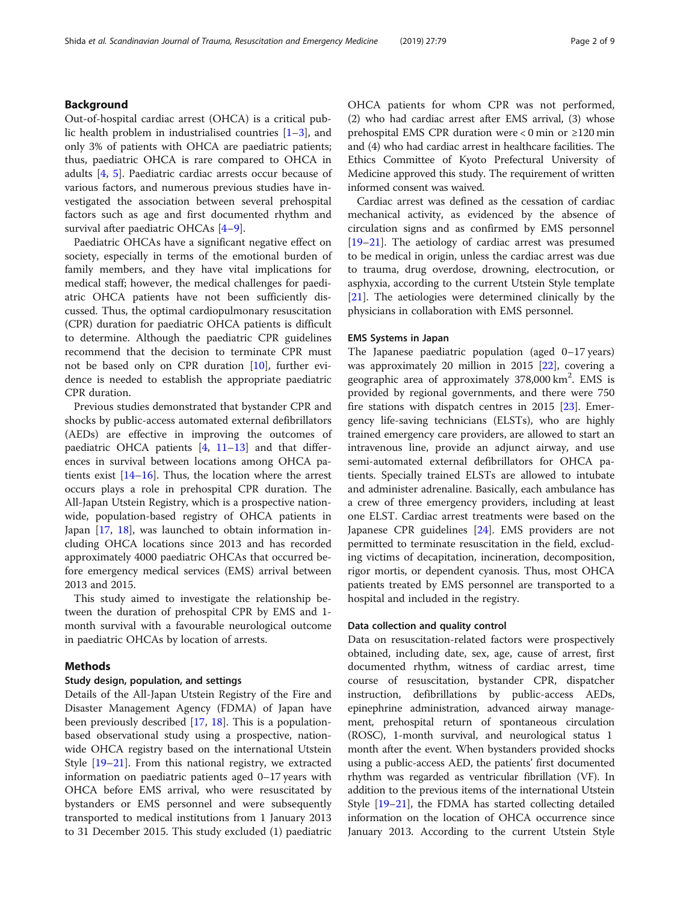## Background

Out-of-hospital cardiac arrest (OHCA) is a critical public health problem in industrialised countries [1–3], and only 3% of patients with OHCA are paediatric patients; thus, paediatric OHCA is rare compared to OHCA in adults [4, 5]. Paediatric cardiac arrests occur because of various factors, and numerous previous studies have investigated the association between several prehospital factors such as age and first documented rhythm and survival after paediatric OHCAs [4–9].

Paediatric OHCAs have a significant negative effect on society, especially in terms of the emotional burden of family members, and they have vital implications for medical staff; however, the medical challenges for paediatric OHCA patients have not been sufficiently discussed. Thus, the optimal cardiopulmonary resuscitation (CPR) duration for paediatric OHCA patients is difficult to determine. Although the paediatric CPR guidelines recommend that the decision to terminate CPR must not be based only on CPR duration [10], further evidence is needed to establish the appropriate paediatric CPR duration.

Previous studies demonstrated that bystander CPR and shocks by public-access automated external defibrillators (AEDs) are effective in improving the outcomes of paediatric OHCA patients [4, 11–13] and that differences in survival between locations among OHCA patients exist [14–16]. Thus, the location where the arrest occurs plays a role in prehospital CPR duration. The All-Japan Utstein Registry, which is a prospective nationwide, population-based registry of OHCA patients in Japan [17, 18], was launched to obtain information including OHCA locations since 2013 and has recorded approximately 4000 paediatric OHCAs that occurred before emergency medical services (EMS) arrival between 2013 and 2015.

This study aimed to investigate the relationship between the duration of prehospital CPR by EMS and 1-month survival with a favourable neurological outcome in paediatric OHCAs by location of arrests.

## Methods

### Study design, population, and settings

Details of the All-Japan Utstein Registry of the Fire and Disaster Management Agency (FDMA) of Japan have been previously described [17, 18]. This is a population-based observational study using a prospective, nationwide OHCA registry based on the international Utstein Style [19–21]. From this national registry, we extracted information on paediatric patients aged 0–17 years with OHCA before EMS arrival, who were resuscitated by bystanders or EMS personnel and were subsequently transported to medical institutions from 1 January 2013 to 31 December 2015. This study excluded (1) paediatric OHCA patients for whom CPR was not performed, (2) who had cardiac arrest after EMS arrival, (3) whose prehospital EMS CPR duration were < 0 min or ≥120 min and (4) who had cardiac arrest in healthcare facilities. The Ethics Committee of Kyoto Prefectural University of Medicine approved this study. The requirement of written informed consent was waived.

Cardiac arrest was defined as the cessation of cardiac mechanical activity, as evidenced by the absence of circulation signs and as confirmed by EMS personnel [19–21]. The aetiology of cardiac arrest was presumed to be medical in origin, unless the cardiac arrest was due to trauma, drug overdose, drowning, electrocution, or asphyxia, according to the current Utstein Style template [21]. The aetiologies were determined clinically by the physicians in collaboration with EMS personnel.

### EMS Systems in Japan

The Japanese paediatric population (aged 0–17 years) was approximately 20 million in 2015 [22], covering a geographic area of approximately 378,000 km$^2$. EMS is provided by regional governments, and there were 750 fire stations with dispatch centres in 2015 [23]. Emergency life-saving technicians (ELSTs), who are highly trained emergency care providers, are allowed to start an intravenous line, provide an adjunct airway, and use semi-automated external defibrillators for OHCA patients. Specially trained ELSTs are allowed to intubate and administer adrenaline. Basically, each ambulance has a crew of three emergency providers, including at least one ELST. Cardiac arrest treatments were based on the Japanese CPR guidelines [24]. EMS providers are not permitted to terminate resuscitation in the field, excluding victims of decapitation, incineration, decomposition, rigor mortis, or dependent cyanosis. Thus, most OHCA patients treated by EMS personnel are transported to a hospital and included in the registry.

### Data collection and quality control

Data on resuscitation-related factors were prospectively obtained, including date, sex, age, cause of arrest, first documented rhythm, witness of cardiac arrest, time course of resuscitation, bystander CPR, dispatcher instruction, defibrillations by public-access AEDs, epinephrine administration, advanced airway management, prehospital return of spontaneous circulation (ROSC), 1-month survival, and neurological status 1 month after the event. When bystanders provided shocks using a public-access AED, the patients' first documented rhythm was regarded as ventricular fibrillation (VF). In addition to the previous items of the international Utstein Style [19–21], the FDMA has started collecting detailed information on the location of OHCA occurrence since January 2013. According to the current Utstein Style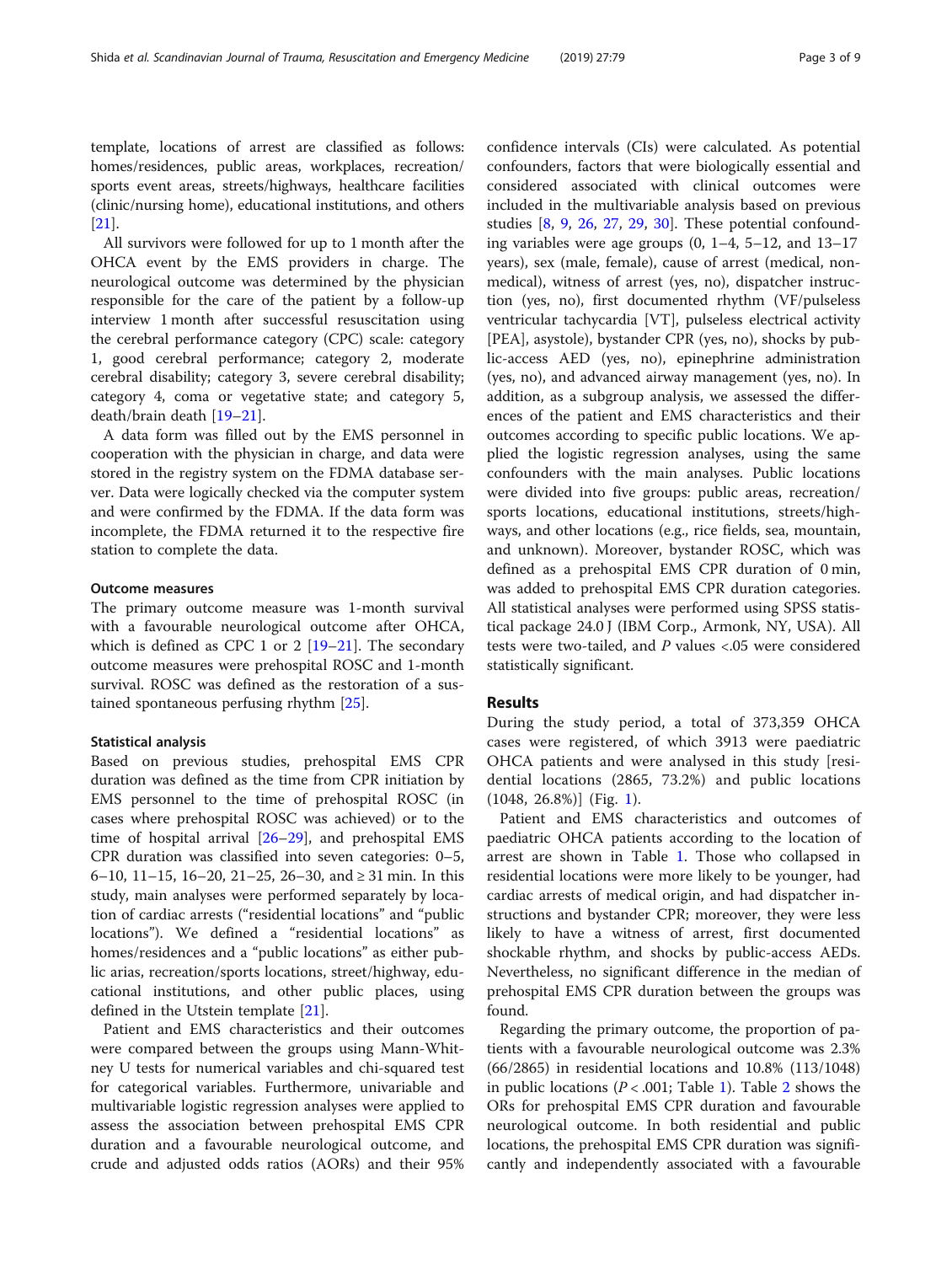template, locations of arrest are classified as follows: homes/residences, public areas, workplaces, recreation/sports event areas, streets/highways, healthcare facilities (clinic/nursing home), educational institutions, and others [21].

All survivors were followed for up to 1 month after the OHCA event by the EMS providers in charge. The neurological outcome was determined by the physician responsible for the care of the patient by a follow-up interview 1 month after successful resuscitation using the cerebral performance category (CPC) scale: category 1, good cerebral performance; category 2, moderate cerebral disability; category 3, severe cerebral disability; category 4, coma or vegetative state; and category 5, death/brain death [19–21].

A data form was filled out by the EMS personnel in cooperation with the physician in charge, and data were stored in the registry system on the FDMA database server. Data were logically checked via the computer system and were confirmed by the FDMA. If the data form was incomplete, the FDMA returned it to the respective fire station to complete the data.

### Outcome measures

The primary outcome measure was 1-month survival with a favourable neurological outcome after OHCA, which is defined as CPC 1 or 2 [19–21]. The secondary outcome measures were prehospital ROSC and 1-month survival. ROSC was defined as the restoration of a sustained spontaneous perfusing rhythm [25].

### Statistical analysis

Based on previous studies, prehospital EMS CPR duration was defined as the time from CPR initiation by EMS personnel to the time of prehospital ROSC (in cases where prehospital ROSC was achieved) or to the time of hospital arrival [26–29], and prehospital EMS CPR duration was classified into seven categories: 0–5, 6–10, 11–15, 16–20, 21–25, 26–30, and ≥ 31 min. In this study, main analyses were performed separately by location of cardiac arrests ("residential locations" and "public locations"). We defined a "residential locations" as homes/residences and a "public locations" as either public arias, recreation/sports locations, street/highway, educational institutions, and other public places, using defined in the Utstein template [21].

Patient and EMS characteristics and their outcomes were compared between the groups using Mann-Whitney U tests for numerical variables and chi-squared test for categorical variables. Furthermore, univariable and multivariable logistic regression analyses were applied to assess the association between prehospital EMS CPR duration and a favourable neurological outcome, and crude and adjusted odds ratios (AORs) and their 95% confidence intervals (CIs) were calculated. As potential confounders, factors that were biologically essential and considered associated with clinical outcomes were included in the multivariable analysis based on previous studies [8, 9, 26, 27, 29, 30]. These potential confounding variables were age groups (0, 1–4, 5–12, and 13–17 years), sex (male, female), cause of arrest (medical, non-medical), witness of arrest (yes, no), dispatcher instruction (yes, no), first documented rhythm (VF/pulseless ventricular tachycardia [VT], pulseless electrical activity [PEA], asystole), bystander CPR (yes, no), shocks by public-access AED (yes, no), epinephrine administration (yes, no), and advanced airway management (yes, no). In addition, as a subgroup analysis, we assessed the differences of the patient and EMS characteristics and their outcomes according to specific public locations. We applied the logistic regression analyses, using the same confounders with the main analyses. Public locations were divided into five groups: public areas, recreation/sports locations, educational institutions, streets/highways, and other locations (e.g., rice fields, sea, mountain, and unknown). Moreover, bystander ROSC, which was defined as a prehospital EMS CPR duration of 0 min, was added to prehospital EMS CPR duration categories. All statistical analyses were performed using SPSS statistical package 24.0 J (IBM Corp., Armonk, NY, USA). All tests were two-tailed, and $P$ values <.05 were considered statistically significant.

## Results

During the study period, a total of 373,359 OHCA cases were registered, of which 3913 were paediatric OHCA patients and were analysed in this study [residential locations (2865, 73.2%) and public locations (1048, 26.8%)] (Fig. 1).

Patient and EMS characteristics and outcomes of paediatric OHCA patients according to the location of arrest are shown in Table 1. Those who collapsed in residential locations were more likely to be younger, had cardiac arrests of medical origin, and had dispatcher instructions and bystander CPR; moreover, they were less likely to have a witness of arrest, first documented shockable rhythm, and shocks by public-access AEDs. Nevertheless, no significant difference in the median of prehospital EMS CPR duration between the groups was found.

Regarding the primary outcome, the proportion of patients with a favourable neurological outcome was 2.3% (66/2865) in residential locations and 10.8% (113/1048) in public locations ($P < .001$; Table 1). Table 2 shows the ORs for prehospital EMS CPR duration and favourable neurological outcome. In both residential and public locations, the prehospital EMS CPR duration was significantly and independently associated with a favourable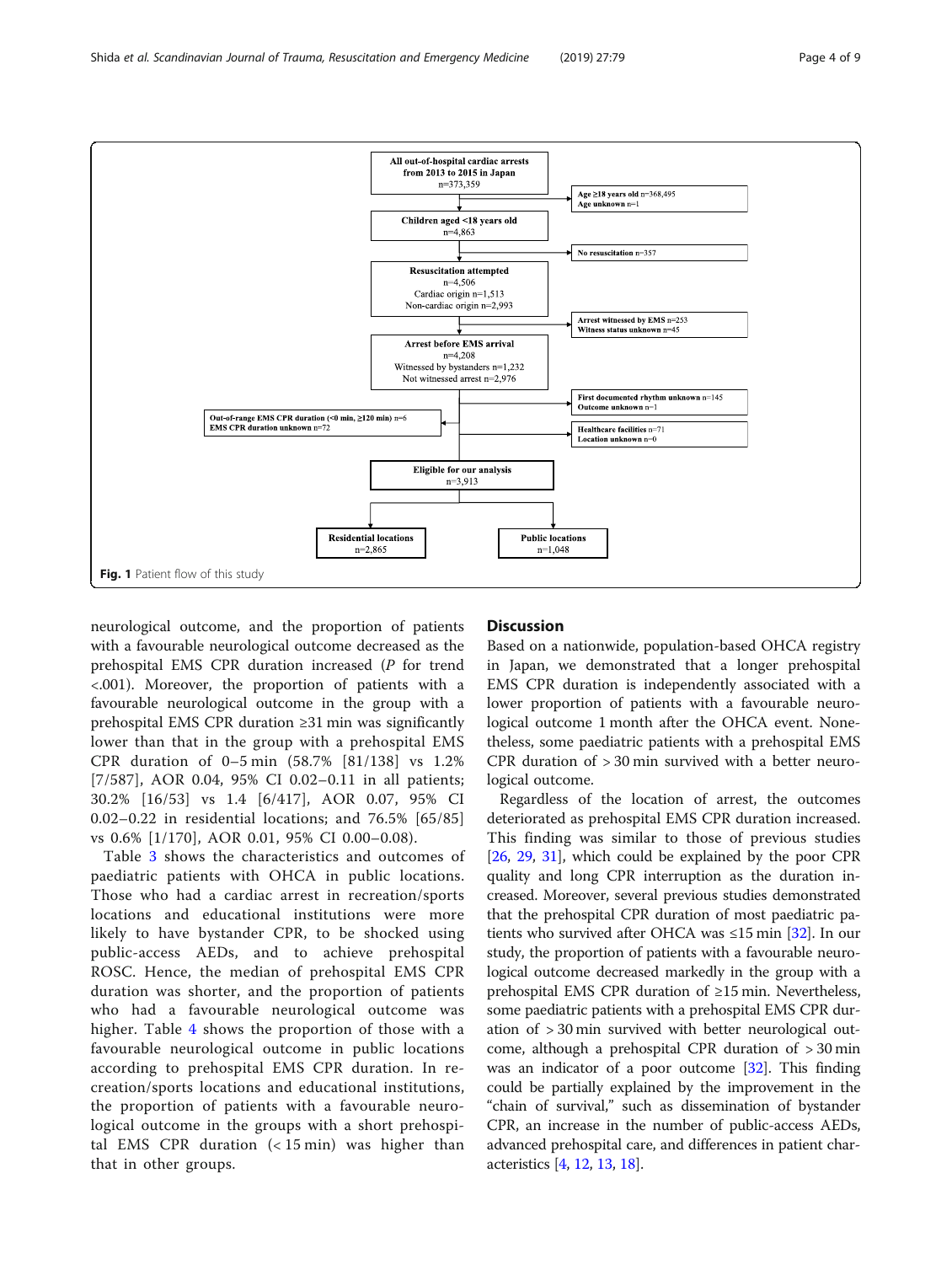All out-of-hospital cardiac arrests from 2013 to 2015 in Japan
n=373,359

→ Age ≥18 years old n=368,495
Age unknown n=1

Children aged <18 years old
n=4,863

→ No resuscitation n=357

Resuscitation attempted
n=4,506
Cardiac origin n=1,513
Non-cardiac origin n=2,993

→ Arrest witnessed by EMS n=253
Witness status unknown n=45

Arrest before EMS arrival
n=4,208
Witnessed by bystanders n=1,232
Not witnessed arrest n=2,976

→ First documented rhythm unknown n=145
Outcome unknown n=1

→ Out-of-range EMS CPR duration (<0 min, ≥120 min) n=6
EMS CPR duration unknown n=72

→ Healthcare facilities n=71
Location unknown n=0

Eligible for our analysis
n=3,913

Residential locations
n=2,865

Public locations
n=1,048

**Fig. 1** Patient flow of this study

neurological outcome, and the proportion of patients with a favourable neurological outcome decreased as the prehospital EMS CPR duration increased (*P* for trend <.001). Moreover, the proportion of patients with a favourable neurological outcome in the group with a prehospital EMS CPR duration ≥31 min was significantly lower than that in the group with a prehospital EMS CPR duration of 0–5 min (58.7% [81/138] vs 1.2% [7/587], AOR 0.04, 95% CI 0.02–0.11 in all patients; 30.2% [16/53] vs 1.4 [6/417], AOR 0.07, 95% CI 0.02–0.22 in residential locations; and 76.5% [65/85] vs 0.6% [1/170], AOR 0.01, 95% CI 0.00–0.08).

Table 3 shows the characteristics and outcomes of paediatric patients with OHCA in public locations. Those who had a cardiac arrest in recreation/sports locations and educational institutions were more likely to have bystander CPR, to be shocked using public-access AEDs, and to achieve prehospital ROSC. Hence, the median of prehospital EMS CPR duration was shorter, and the proportion of patients who had a favourable neurological outcome was higher. Table 4 shows the proportion of those with a favourable neurological outcome in public locations according to prehospital EMS CPR duration. In recreation/sports locations and educational institutions, the proportion of patients with a favourable neurological outcome in the groups with a short prehospital EMS CPR duration (< 15 min) was higher than that in other groups.

## Discussion

Based on a nationwide, population-based OHCA registry in Japan, we demonstrated that a longer prehospital EMS CPR duration is independently associated with a lower proportion of patients with a favourable neurological outcome 1 month after the OHCA event. Nonetheless, some paediatric patients with a prehospital EMS CPR duration of > 30 min survived with a better neurological outcome.

Regardless of the location of arrest, the outcomes deteriorated as prehospital EMS CPR duration increased. This finding was similar to those of previous studies [26, 29, 31], which could be explained by the poor CPR quality and long CPR interruption as the duration increased. Moreover, several previous studies demonstrated that the prehospital CPR duration of most paediatric patients who survived after OHCA was ≤15 min [32]. In our study, the proportion of patients with a favourable neurological outcome decreased markedly in the group with a prehospital EMS CPR duration of ≥15 min. Nevertheless, some paediatric patients with a prehospital EMS CPR duration of > 30 min survived with better neurological outcome, although a prehospital CPR duration of > 30 min was an indicator of a poor outcome [32]. This finding could be partially explained by the improvement in the "chain of survival," such as dissemination of bystander CPR, an increase in the number of public-access AEDs, advanced prehospital care, and differences in patient characteristics [4, 12, 13, 18].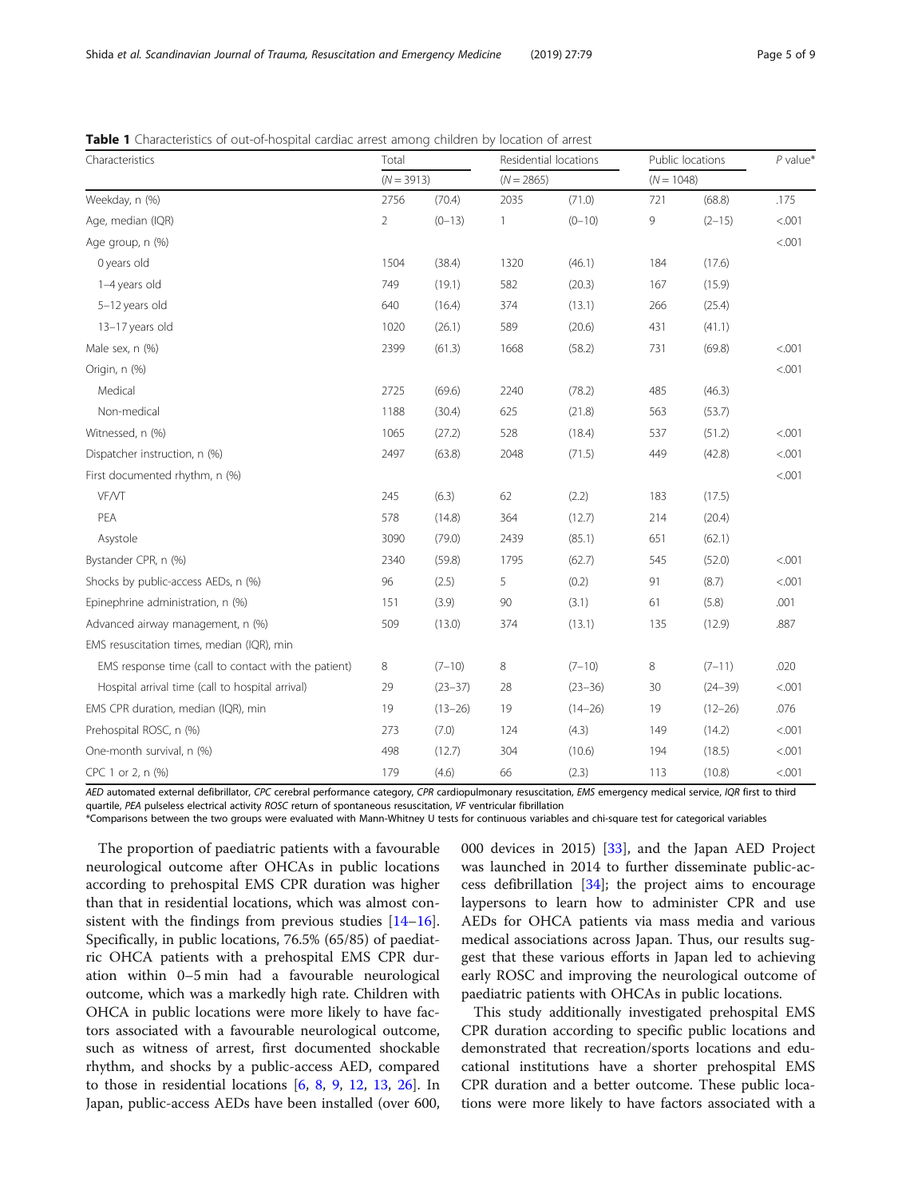**Table 1** Characteristics of out-of-hospital cardiac arrest among children by location of arrest

| Characteristics | Total | | Residential locations | | Public locations | | P value* |
|---|---|---|---|---|---|---|---|
| | (N = 3913) | | (N = 2865) | | (N = 1048) | | |
| Weekday, n (%) | 2756 | (70.4) | 2035 | (71.0) | 721 | (68.8) | .175 |
| Age, median (IQR) | 2 | (0–13) | 1 | (0–10) | 9 | (2–15) | <.001 |
| Age group, n (%) | | | | | | | <.001 |
| 0 years old | 1504 | (38.4) | 1320 | (46.1) | 184 | (17.6) | |
| 1–4 years old | 749 | (19.1) | 582 | (20.3) | 167 | (15.9) | |
| 5–12 years old | 640 | (16.4) | 374 | (13.1) | 266 | (25.4) | |
| 13–17 years old | 1020 | (26.1) | 589 | (20.6) | 431 | (41.1) | |
| Male sex, n (%) | 2399 | (61.3) | 1668 | (58.2) | 731 | (69.8) | <.001 |
| Origin, n (%) | | | | | | | <.001 |
| Medical | 2725 | (69.6) | 2240 | (78.2) | 485 | (46.3) | |
| Non-medical | 1188 | (30.4) | 625 | (21.8) | 563 | (53.7) | |
| Witnessed, n (%) | 1065 | (27.2) | 528 | (18.4) | 537 | (51.2) | <.001 |
| Dispatcher instruction, n (%) | 2497 | (63.8) | 2048 | (71.5) | 449 | (42.8) | <.001 |
| First documented rhythm, n (%) | | | | | | | <.001 |
| VF/VT | 245 | (6.3) | 62 | (2.2) | 183 | (17.5) | |
| PEA | 578 | (14.8) | 364 | (12.7) | 214 | (20.4) | |
| Asystole | 3090 | (79.0) | 2439 | (85.1) | 651 | (62.1) | |
| Bystander CPR, n (%) | 2340 | (59.8) | 1795 | (62.7) | 545 | (52.0) | <.001 |
| Shocks by public-access AEDs, n (%) | 96 | (2.5) | 5 | (0.2) | 91 | (8.7) | <.001 |
| Epinephrine administration, n (%) | 151 | (3.9) | 90 | (3.1) | 61 | (5.8) | .001 |
| Advanced airway management, n (%) | 509 | (13.0) | 374 | (13.1) | 135 | (12.9) | .887 |
| EMS resuscitation times, median (IQR), min | | | | | | | |
| EMS response time (call to contact with the patient) | 8 | (7–10) | 8 | (7–10) | 8 | (7–11) | .020 |
| Hospital arrival time (call to hospital arrival) | 29 | (23–37) | 28 | (23–36) | 30 | (24–39) | <.001 |
| EMS CPR duration, median (IQR), min | 19 | (13–26) | 19 | (14–26) | 19 | (12–26) | .076 |
| Prehospital ROSC, n (%) | 273 | (7.0) | 124 | (4.3) | 149 | (14.2) | <.001 |
| One-month survival, n (%) | 498 | (12.7) | 304 | (10.6) | 194 | (18.5) | <.001 |
| CPC 1 or 2, n (%) | 179 | (4.6) | 66 | (2.3) | 113 | (10.8) | <.001 |

*AED* automated external defibrillator, *CPC* cerebral performance category, *CPR* cardiopulmonary resuscitation, *EMS* emergency medical service, *IQR* first to third quartile, *PEA* pulseless electrical activity *ROSC* return of spontaneous resuscitation, *VF* ventricular fibrillation

*Comparisons between the two groups were evaluated with Mann-Whitney U tests for continuous variables and chi-square test for categorical variables

The proportion of paediatric patients with a favourable neurological outcome after OHCAs in public locations according to prehospital EMS CPR duration was higher than that in residential locations, which was almost consistent with the findings from previous studies [14–16]. Specifically, in public locations, 76.5% (65/85) of paediatric OHCA patients with a prehospital EMS CPR duration within 0–5 min had a favourable neurological outcome, which was a markedly high rate. Children with OHCA in public locations were more likely to have factors associated with a favourable neurological outcome, such as witness of arrest, first documented shockable rhythm, and shocks by a public-access AED, compared to those in residential locations [6, 8, 9, 12, 13, 26]. In Japan, public-access AEDs have been installed (over 600,000 devices in 2015) [33], and the Japan AED Project was launched in 2014 to further disseminate public-access defibrillation [34]; the project aims to encourage laypersons to learn how to administer CPR and use AEDs for OHCA patients via mass media and various medical associations across Japan. Thus, our results suggest that these various efforts in Japan led to achieving early ROSC and improving the neurological outcome of paediatric patients with OHCAs in public locations.

This study additionally investigated prehospital EMS CPR duration according to specific public locations and demonstrated that recreation/sports locations and educational institutions have a shorter prehospital EMS CPR duration and a better outcome. These public locations were more likely to have factors associated with a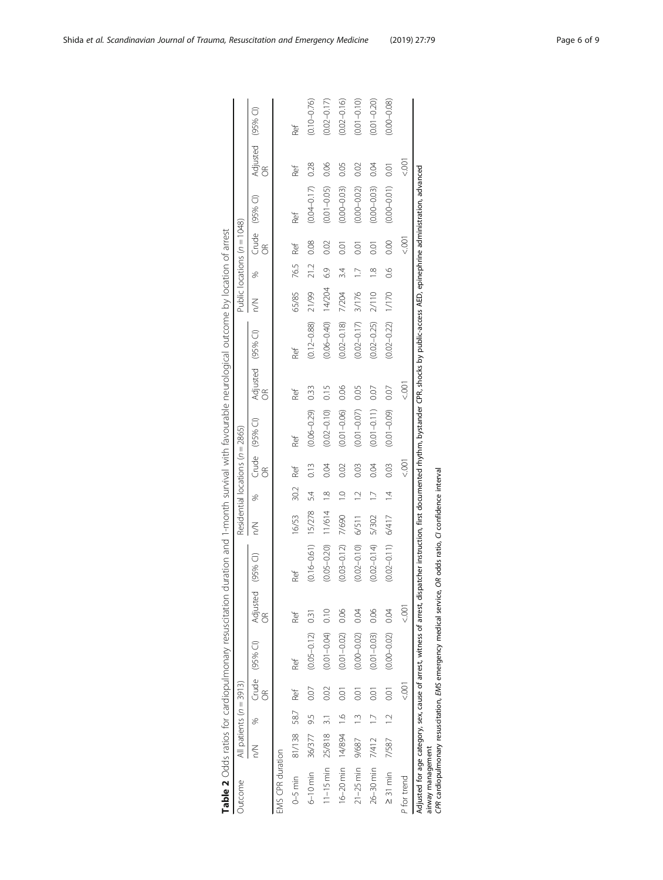**Table 2** Odds ratios for cardiopulmonary resuscitation duration and 1-month survival with favourable neurological outcome by location of arrest

| Outcome | All patients ($n = 3913$) | | | | | | Residential locations ($n = 2865$) | | | | | | Public locations ($n = 1048$) | | | | | |
|---|---|---|---|---|---|---|---|---|---|---|---|---|---|---|---|---|---|---|
| | n/N | % | Crude OR | (95% CI) | Adjusted OR | (95% CI) | n/N | % | Crude OR | (95% CI) | Adjusted OR | (95% CI) | n/N | % | Crude OR | (95% CI) | Adjusted OR | (95% CI) |
| EMS CPR duration | | | | | | | | | | | | | | | | | | |
| 0–5 min | 81/138 | 58.7 | Ref | Ref | Ref | Ref | 16/53 | 30.2 | Ref | Ref | Ref | Ref | 65/85 | 76.5 | Ref | Ref | Ref | Ref |
| 6–10 min | 36/377 | 9.5 | 0.07 | (0.05–0.12) | 0.31 | (0.16–0.61) | 15/278 | 5.4 | 0.13 | (0.06–0.29) | 0.33 | (0.12–0.88) | 21/99 | 21.2 | 0.08 | (0.04–0.17) | 0.28 | (0.10–0.76) |
| 11–15 min | 25/818 | 3.1 | 0.02 | (0.01–0.04) | 0.10 | (0.05–0.20) | 11/614 | 1.8 | 0.04 | (0.02–0.10) | 0.15 | (0.06–0.40) | 14/204 | 6.9 | 0.02 | (0.01–0.05) | 0.06 | (0.02–0.17) |
| 16–20 min | 14/894 | 1.6 | 0.01 | (0.01–0.02) | 0.06 | (0.03–0.12) | 7/690 | 1.0 | 0.02 | (0.01–0.06) | 0.06 | (0.02–0.18) | 7/204 | 3.4 | 0.01 | (0.00–0.03) | 0.05 | (0.02–0.16) |
| 21–25 min | 9/687 | 1.3 | 0.01 | (0.00–0.02) | 0.04 | (0.02–0.10) | 6/511 | 1.2 | 0.03 | (0.01–0.07) | 0.05 | (0.02–0.17) | 3/176 | 1.7 | 0.01 | (0.00–0.02) | 0.02 | (0.01–0.10) |
| 26–30 min | 7/412 | 1.7 | 0.01 | (0.01–0.03) | 0.06 | (0.02–0.14) | 5/302 | 1.7 | 0.04 | (0.01–0.11) | 0.07 | (0.02–0.25) | 2/110 | 1.8 | 0.01 | (0.00–0.03) | 0.04 | (0.01–0.20) |
| ≥ 31 min | 7/587 | 1.2 | 0.01 | (0.00–0.02) | 0.04 | (0.02–0.11) | 6/417 | 1.4 | 0.03 | (0.01–0.09) | 0.07 | (0.02–0.22) | 1/170 | 0.6 | 0.00 | (0.00–0.01) | 0.01 | (0.00–0.08) |
| *P* for trend | | | <.001 | | <.001 | | | | <.001 | | <.001 | | | | <.001 | | <.001 | |

Adjusted for age category, sex, cause of arrest, witness of arrest, dispatcher instruction, first documented rhythm, bystander CPR, shocks by public-access AED, epinephrine administration, advanced airway management

*CPR* cardiopulmonary resuscitation, *EMS* emergency medical service, *OR* odds ratio, *CI* confidence interval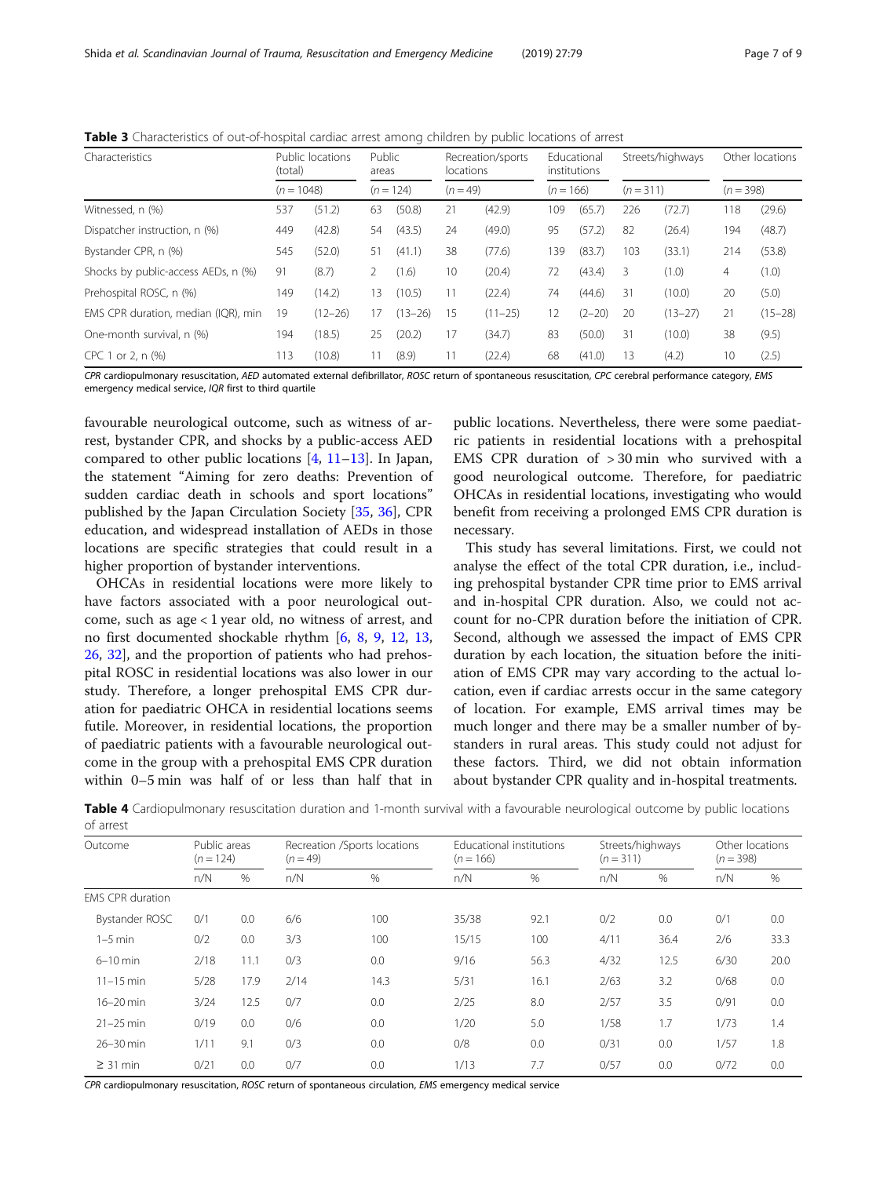**Table 3** Characteristics of out-of-hospital cardiac arrest among children by public locations of arrest

| Characteristics | Public locations (total) | | Public areas | | Recreation/sports locations | | Educational institutions | | Streets/highways | | Other locations | |
|---|---|---|---|---|---|---|---|---|---|---|---|---|
| | (n = 1048) | | (n = 124) | | (n = 49) | | (n = 166) | | (n = 311) | | (n = 398) | |
| Witnessed, n (%) | 537 | (51.2) | 63 | (50.8) | 21 | (42.9) | 109 | (65.7) | 226 | (72.7) | 118 | (29.6) |
| Dispatcher instruction, n (%) | 449 | (42.8) | 54 | (43.5) | 24 | (49.0) | 95 | (57.2) | 82 | (26.4) | 194 | (48.7) |
| Bystander CPR, n (%) | 545 | (52.0) | 51 | (41.1) | 38 | (77.6) | 139 | (83.7) | 103 | (33.1) | 214 | (53.8) |
| Shocks by public-access AEDs, n (%) | 91 | (8.7) | 2 | (1.6) | 10 | (20.4) | 72 | (43.4) | 3 | (1.0) | 4 | (1.0) |
| Prehospital ROSC, n (%) | 149 | (14.2) | 13 | (10.5) | 11 | (22.4) | 74 | (44.6) | 31 | (10.0) | 20 | (5.0) |
| EMS CPR duration, median (IQR), min | 19 | (12–26) | 17 | (13–26) | 15 | (11–25) | 12 | (2–20) | 20 | (13–27) | 21 | (15–28) |
| One-month survival, n (%) | 194 | (18.5) | 25 | (20.2) | 17 | (34.7) | 83 | (50.0) | 31 | (10.0) | 38 | (9.5) |
| CPC 1 or 2, n (%) | 113 | (10.8) | 11 | (8.9) | 11 | (22.4) | 68 | (41.0) | 13 | (4.2) | 10 | (2.5) |

*CPR* cardiopulmonary resuscitation, *AED* automated external defibrillator, *ROSC* return of spontaneous resuscitation, *CPC* cerebral performance category, *EMS* emergency medical service, *IQR* first to third quartile

favourable neurological outcome, such as witness of arrest, bystander CPR, and shocks by a public-access AED compared to other public locations [4, 11–13]. In Japan, the statement "Aiming for zero deaths: Prevention of sudden cardiac death in schools and sport locations" published by the Japan Circulation Society [35, 36], CPR education, and widespread installation of AEDs in those locations are specific strategies that could result in a higher proportion of bystander interventions.

OHCAs in residential locations were more likely to have factors associated with a poor neurological outcome, such as age < 1 year old, no witness of arrest, and no first documented shockable rhythm [6, 8, 9, 12, 13, 26, 32], and the proportion of patients who had prehospital ROSC in residential locations was also lower in our study. Therefore, a longer prehospital EMS CPR duration for paediatric OHCA in residential locations seems futile. Moreover, in residential locations, the proportion of paediatric patients with a favourable neurological outcome in the group with a prehospital EMS CPR duration within 0–5 min was half of or less than half that in public locations. Nevertheless, there were some paediatric patients in residential locations with a prehospital EMS CPR duration of > 30 min who survived with a good neurological outcome. Therefore, for paediatric OHCAs in residential locations, investigating who would benefit from receiving a prolonged EMS CPR duration is necessary.

This study has several limitations. First, we could not analyse the effect of the total CPR duration, i.e., including prehospital bystander CPR time prior to EMS arrival and in-hospital CPR duration. Also, we could not account for no-CPR duration before the initiation of CPR. Second, although we assessed the impact of EMS CPR duration by each location, the situation before the initiation of EMS CPR may vary according to the actual location, even if cardiac arrests occur in the same category of location. For example, EMS arrival times may be much longer and there may be a smaller number of bystanders in rural areas. This study could not adjust for these factors. Third, we did not obtain information about bystander CPR quality and in-hospital treatments.

**Table 4** Cardiopulmonary resuscitation duration and 1-month survival with a favourable neurological outcome by public locations of arrest

| Outcome | Public areas (n = 124) | | Recreation /Sports locations (n = 49) | | Educational institutions (n = 166) | | Streets/highways (n = 311) | | Other locations (n = 398) | |
|---|---|---|---|---|---|---|---|---|---|---|
| | n/N | % | n/N | % | n/N | % | n/N | % | n/N | % |
| EMS CPR duration | | | | | | | | | | |
| Bystander ROSC | 0/1 | 0.0 | 6/6 | 100 | 35/38 | 92.1 | 0/2 | 0.0 | 0/1 | 0.0 |
| 1–5 min | 0/2 | 0.0 | 3/3 | 100 | 15/15 | 100 | 4/11 | 36.4 | 2/6 | 33.3 |
| 6–10 min | 2/18 | 11.1 | 0/3 | 0.0 | 9/16 | 56.3 | 4/32 | 12.5 | 6/30 | 20.0 |
| 11–15 min | 5/28 | 17.9 | 2/14 | 14.3 | 5/31 | 16.1 | 2/63 | 3.2 | 0/68 | 0.0 |
| 16–20 min | 3/24 | 12.5 | 0/7 | 0.0 | 2/25 | 8.0 | 2/57 | 3.5 | 0/91 | 0.0 |
| 21–25 min | 0/19 | 0.0 | 0/6 | 0.0 | 1/20 | 5.0 | 1/58 | 1.7 | 1/73 | 1.4 |
| 26–30 min | 1/11 | 9.1 | 0/3 | 0.0 | 0/8 | 0.0 | 0/31 | 0.0 | 1/57 | 1.8 |
| ≥ 31 min | 0/21 | 0.0 | 0/7 | 0.0 | 1/13 | 7.7 | 0/57 | 0.0 | 0/72 | 0.0 |

*CPR* cardiopulmonary resuscitation, *ROSC* return of spontaneous circulation, *EMS* emergency medical service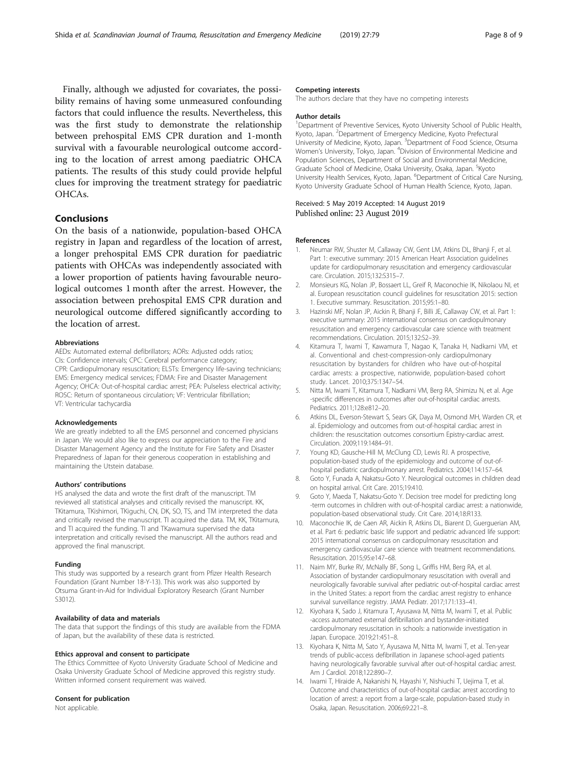Finally, although we adjusted for covariates, the possibility remains of having some unmeasured confounding factors that could influence the results. Nevertheless, this was the first study to demonstrate the relationship between prehospital EMS CPR duration and 1-month survival with a favourable neurological outcome according to the location of arrest among paediatric OHCA patients. The results of this study could provide helpful clues for improving the treatment strategy for paediatric OHCAs.

## Conclusions

On the basis of a nationwide, population-based OHCA registry in Japan and regardless of the location of arrest, a longer prehospital EMS CPR duration for paediatric patients with OHCAs was independently associated with a lower proportion of patients having favourable neurological outcomes 1 month after the arrest. However, the association between prehospital EMS CPR duration and neurological outcome differed significantly according to the location of arrest.

#### Abbreviations

AEDs: Automated external defibrillators; AORs: Adjusted odds ratios; CIs: Confidence intervals; CPC: Cerebral performance category; CPR: Cardiopulmonary resuscitation; ELSTs: Emergency life-saving technicians; EMS: Emergency medical services; FDMA: Fire and Disaster Management Agency; OHCA: Out-of-hospital cardiac arrest; PEA: Pulseless electrical activity; ROSC: Return of spontaneous circulation; VF: Ventricular fibrillation; VT: Ventricular tachycardia

#### Acknowledgements

We are greatly indebted to all the EMS personnel and concerned physicians in Japan. We would also like to express our appreciation to the Fire and Disaster Management Agency and the Institute for Fire Safety and Disaster Preparedness of Japan for their generous cooperation in establishing and maintaining the Utstein database.

#### Authors' contributions

HS analysed the data and wrote the first draft of the manuscript. TM reviewed all statistical analyses and critically revised the manuscript. KK, TKitamura, TKishimori, TKiguchi, CN, DK, SO, TS, and TM interpreted the data and critically revised the manuscript. TI acquired the data. TM, KK, TKitamura, and TI acquired the funding. TI and TKawamura supervised the data interpretation and critically revised the manuscript. All the authors read and approved the final manuscript.

#### Funding

This study was supported by a research grant from Pfizer Health Research Foundation (Grant Number 18-Y-13). This work was also supported by Otsuma Grant-in-Aid for Individual Exploratory Research (Grant Number S3012).

#### Availability of data and materials

The data that support the findings of this study are available from the FDMA of Japan, but the availability of these data is restricted.

#### Ethics approval and consent to participate

The Ethics Committee of Kyoto University Graduate School of Medicine and Osaka University Graduate School of Medicine approved this registry study. Written informed consent requirement was waived.

#### Consent for publication

Not applicable.

#### Competing interests

The authors declare that they have no competing interests

#### Author details

[1]Department of Preventive Services, Kyoto University School of Public Health, Kyoto, Japan. [2]Department of Emergency Medicine, Kyoto Prefectural University of Medicine, Kyoto, Japan. [3]Department of Food Science, Otsuma Women's University, Tokyo, Japan. [4]Division of Environmental Medicine and Population Sciences, Department of Social and Environmental Medicine, Graduate School of Medicine, Osaka University, Osaka, Japan. [5]Kyoto University Health Services, Kyoto, Japan. [6]Department of Critical Care Nursing, Kyoto University Graduate School of Human Health Science, Kyoto, Japan.

Received: 5 May 2019 Accepted: 14 August 2019
Published online: 23 August 2019

#### References

1. Neumar RW, Shuster M, Callaway CW, Gent LM, Atkins DL, Bhanji F, et al. Part 1: executive summary: 2015 American Heart Association guidelines update for cardiopulmonary resuscitation and emergency cardiovascular care. Circulation. 2015;132:S315–7.
2. Monsieurs KG, Nolan JP, Bossaert LL, Greif R, Maconochie IK, Nikolaou NI, et al. European resuscitation council guidelines for resuscitation 2015: section 1. Executive summary. Resuscitation. 2015;95:1–80.
3. Hazinski MF, Nolan JP, Aickin R, Bhanji F, Billi JE, Callaway CW, et al. Part 1: executive summary: 2015 international consensus on cardiopulmonary resuscitation and emergency cardiovascular care science with treatment recommendations. Circulation. 2015;132:S2–39.
4. Kitamura T, Iwami T, Kawamura T, Nagao K, Tanaka H, Nadkarni VM, et al. Conventional and chest-compression-only cardiopulmonary resuscitation by bystanders for children who have out-of-hospital cardiac arrests: a prospective, nationwide, population-based cohort study. Lancet. 2010;375:1347–54.
5. Nitta M, Iwami T, Kitamura T, Nadkarni VM, Berg RA, Shimizu N, et al. Age -specific differences in outcomes after out-of-hospital cardiac arrests. Pediatrics. 2011;128:e812–20.
6. Atkins DL, Everson-Stewart S, Sears GK, Daya M, Osmond MH, Warden CR, et al. Epidemiology and outcomes from out-of-hospital cardiac arrest in children: the resuscitation outcomes consortium Epistry-cardiac arrest. Circulation. 2009;119:1484–91.
7. Young KD, Gausche-Hill M, McClung CD, Lewis RJ. A prospective, population-based study of the epidemiology and outcome of out-of-hospital pediatric cardiopulmonary arrest. Pediatrics. 2004;114:157–64.
8. Goto Y, Funada A, Nakatsu-Goto Y. Neurological outcomes in children dead on hospital arrival. Crit Care. 2015;19:410.
9. Goto Y, Maeda T, Nakatsu-Goto Y. Decision tree model for predicting long -term outcomes in children with out-of-hospital cardiac arrest: a nationwide, population-based observational study. Crit Care. 2014;18:R133.
10. Maconochie IK, de Caen AR, Aickin R, Atkins DL, Biarent D, Guerguerian AM, et al. Part 6: pediatric basic life support and pediatric advanced life support: 2015 international consensus on cardiopulmonary resuscitation and emergency cardiovascular care science with treatment recommendations. Resuscitation. 2015;95:e147–68.
11. Naim MY, Burke RV, McNally BF, Song L, Griffis HM, Berg RA, et al. Association of bystander cardiopulmonary resuscitation with overall and neurologically favorable survival after pediatric out-of-hospital cardiac arrest in the United States: a report from the cardiac arrest registry to enhance survival surveillance registry. JAMA Pediatr. 2017;171:133–41.
12. Kiyohara K, Sado J, Kitamura T, Ayusawa M, Nitta M, Iwami T, et al. Public -access automated external defibrillation and bystander-initiated cardiopulmonary resuscitation in schools: a nationwide investigation in Japan. Europace. 2019;21:451–8.
13. Kiyohara K, Nitta M, Sato Y, Ayusawa M, Nitta M, Iwami T, et al. Ten-year trends of public-access defibrillation in Japanese school-aged patients having neurologically favorable survival after out-of-hospital cardiac arrest. Am J Cardiol. 2018;122:890–7.
14. Iwami T, Hiraide A, Nakanishi N, Hayashi Y, Nishiuchi T, Uejima T, et al. Outcome and characteristics of out-of-hospital cardiac arrest according to location of arrest: a report from a large-scale, population-based study in Osaka, Japan. Resuscitation. 2006;69:221–8.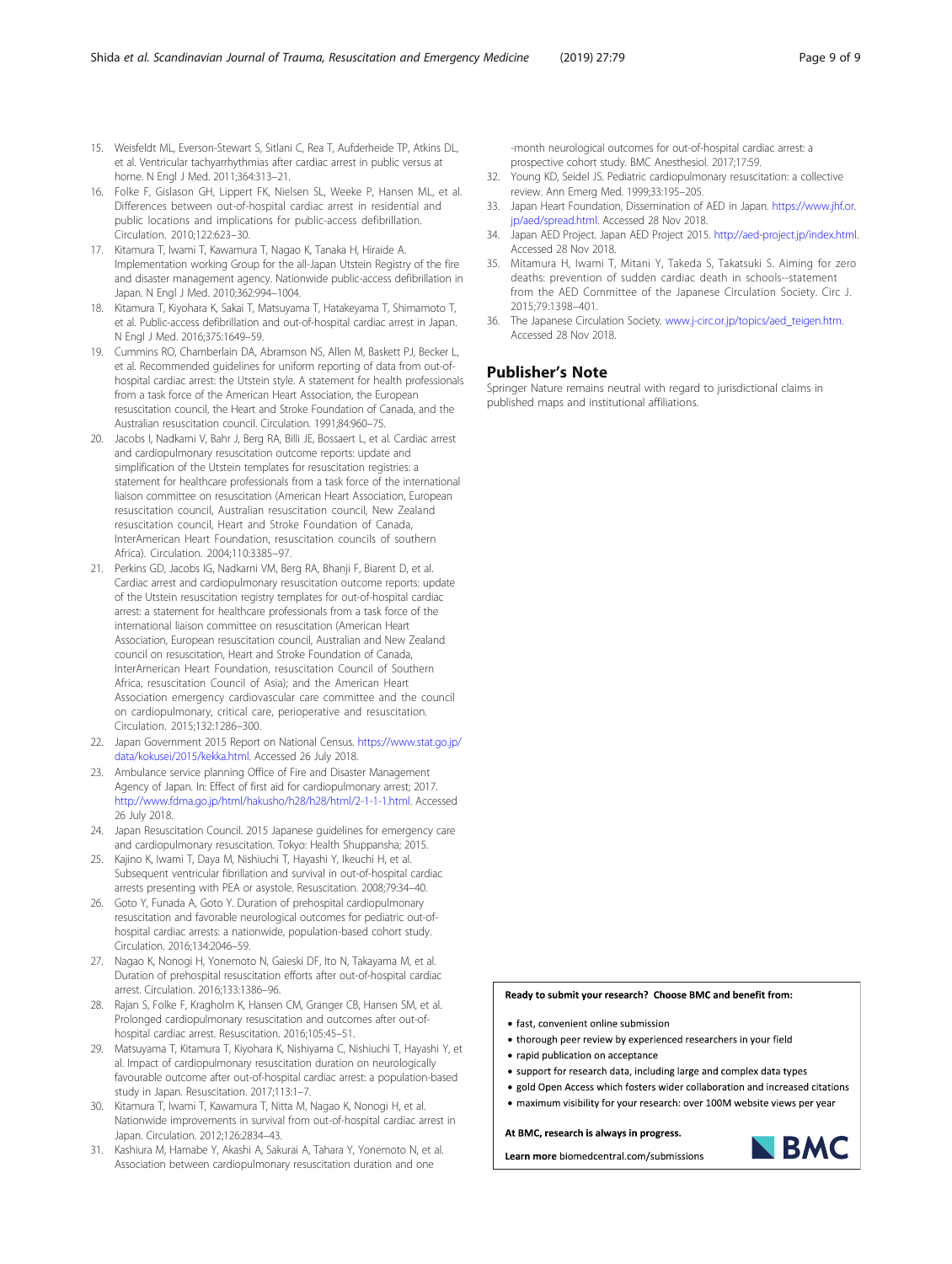15. Weisfeldt ML, Everson-Stewart S, Sitlani C, Rea T, Aufderheide TP, Atkins DL, et al. Ventricular tachyarrhythmias after cardiac arrest in public versus at home. N Engl J Med. 2011;364:313–21.
16. Folke F, Gislason GH, Lippert FK, Nielsen SL, Weeke P, Hansen ML, et al. Differences between out-of-hospital cardiac arrest in residential and public locations and implications for public-access defibrillation. Circulation. 2010;122:623–30.
17. Kitamura T, Iwami T, Kawamura T, Nagao K, Tanaka H, Hiraide A. Implementation working Group for the all-Japan Utstein Registry of the fire and disaster management agency. Nationwide public-access defibrillation in Japan. N Engl J Med. 2010;362:994–1004.
18. Kitamura T, Kiyohara K, Sakai T, Matsuyama T, Hatakeyama T, Shimamoto T, et al. Public-access defibrillation and out-of-hospital cardiac arrest in Japan. N Engl J Med. 2016;375:1649–59.
19. Cummins RO, Chamberlain DA, Abramson NS, Allen M, Baskett PJ, Becker L, et al. Recommended guidelines for uniform reporting of data from out-of-hospital cardiac arrest: the Utstein style. A statement for health professionals from a task force of the American Heart Association, the European resuscitation council, the Heart and Stroke Foundation of Canada, and the Australian resuscitation council. Circulation. 1991;84:960–75.
20. Jacobs I, Nadkarni V, Bahr J, Berg RA, Billi JE, Bossaert L, et al. Cardiac arrest and cardiopulmonary resuscitation outcome reports: update and simplification of the Utstein templates for resuscitation registries: a statement for healthcare professionals from a task force of the international liaison committee on resuscitation (American Heart Association, European resuscitation council, Australian resuscitation council, New Zealand resuscitation council, Heart and Stroke Foundation of Canada, InterAmerican Heart Foundation, resuscitation councils of southern Africa). Circulation. 2004;110:3385–97.
21. Perkins GD, Jacobs IG, Nadkarni VM, Berg RA, Bhanji F, Biarent D, et al. Cardiac arrest and cardiopulmonary resuscitation outcome reports: update of the Utstein resuscitation registry templates for out-of-hospital cardiac arrest: a statement for healthcare professionals from a task force of the international liaison committee on resuscitation (American Heart Association, European resuscitation council, Australian and New Zealand council on resuscitation, Heart and Stroke Foundation of Canada, InterAmerican Heart Foundation, resuscitation Council of Southern Africa, resuscitation Council of Asia); and the American Heart Association emergency cardiovascular care committee and the council on cardiopulmonary, critical care, perioperative and resuscitation. Circulation. 2015;132:1286–300.
22. Japan Government 2015 Report on National Census. https://www.stat.go.jp/data/kokusei/2015/kekka.html. Accessed 26 July 2018.
23. Ambulance service planning Office of Fire and Disaster Management Agency of Japan. In: Effect of first aid for cardiopulmonary arrest; 2017. http://www.fdma.go.jp/html/hakusho/h28/h28/html/2-1-1-1.html. Accessed 26 July 2018.
24. Japan Resuscitation Council. 2015 Japanese guidelines for emergency care and cardiopulmonary resuscitation. Tokyo: Health Shuppansha; 2015.
25. Kajino K, Iwami T, Daya M, Nishiuchi T, Hayashi Y, Ikeuchi H, et al. Subsequent ventricular fibrillation and survival in out-of-hospital cardiac arrests presenting with PEA or asystole. Resuscitation. 2008;79:34–40.
26. Goto Y, Funada A, Goto Y. Duration of prehospital cardiopulmonary resuscitation and favorable neurological outcomes for pediatric out-of-hospital cardiac arrests: a nationwide, population-based cohort study. Circulation. 2016;134:2046–59.
27. Nagao K, Nonogi H, Yonemoto N, Gaieski DF, Ito N, Takayama M, et al. Duration of prehospital resuscitation efforts after out-of-hospital cardiac arrest. Circulation. 2016;133:1386–96.
28. Rajan S, Folke F, Kragholm K, Hansen CM, Granger CB, Hansen SM, et al. Prolonged cardiopulmonary resuscitation and outcomes after out-of-hospital cardiac arrest. Resuscitation. 2016;105:45–51.
29. Matsuyama T, Kitamura T, Kiyohara K, Nishiyama C, Nishiuchi T, Hayashi Y, et al. Impact of cardiopulmonary resuscitation duration on neurologically favourable outcome after out-of-hospital cardiac arrest: a population-based study in Japan. Resuscitation. 2017;113:1–7.
30. Kitamura T, Iwami T, Kawamura T, Nitta M, Nagao K, Nonogi H, et al. Nationwide improvements in survival from out-of-hospital cardiac arrest in Japan. Circulation. 2012;126:2834–43.
31. Kashiura M, Hamabe Y, Akashi A, Sakurai A, Tahara Y, Yonemoto N, et al. Association between cardiopulmonary resuscitation duration and one-month neurological outcomes for out-of-hospital cardiac arrest: a prospective cohort study. BMC Anesthesiol. 2017;17:59.
32. Young KD, Seidel JS. Pediatric cardiopulmonary resuscitation: a collective review. Ann Emerg Med. 1999;33:195–205.
33. Japan Heart Foundation, Dissemination of AED in Japan. https://www.jhf.or.jp/aed/spread.html. Accessed 28 Nov 2018.
34. Japan AED Project. Japan AED Project 2015. http://aed-project.jp/index.html. Accessed 28 Nov 2018.
35. Mitamura H, Iwami T, Mitani Y, Takeda S, Takatsuki S. Aiming for zero deaths: prevention of sudden cardiac death in schools--statement from the AED Committee of the Japanese Circulation Society. Circ J. 2015;79:1398–401.
36. The Japanese Circulation Society. www.j-circ.or.jp/topics/aed_teigen.htm. Accessed 28 Nov 2018.

## Publisher's Note

Springer Nature remains neutral with regard to jurisdictional claims in published maps and institutional affiliations.

**Ready to submit your research? Choose BMC and benefit from:**

- fast, convenient online submission
- thorough peer review by experienced researchers in your field
- rapid publication on acceptance
- support for research data, including large and complex data types
- gold Open Access which fosters wider collaboration and increased citations
- maximum visibility for your research: over 100M website views per year

**At BMC, research is always in progress.**

**Learn more** biomedcentral.com/submissions

BMC